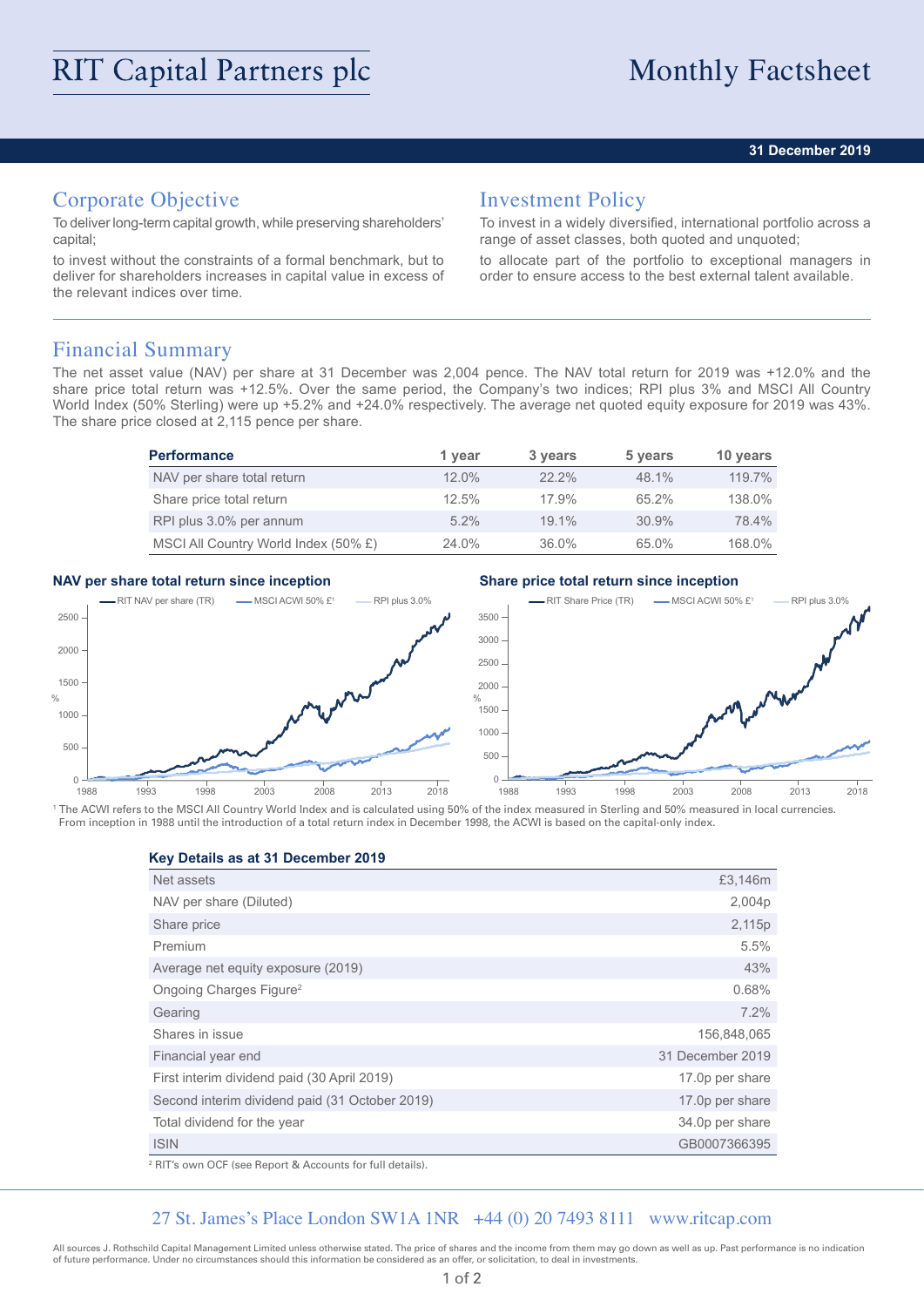# RIT Capital Partners plc

# Monthly Factsheet

**31 December 2019**

## Corporate Objective

To deliver long-term capital growth, while preserving shareholders' capital;

to invest without the constraints of a formal benchmark, but to deliver for shareholders increases in capital value in excess of the relevant indices over time.

## Investment Policy

To invest in a widely diversified, international portfolio across a range of asset classes, both quoted and unquoted;

to allocate part of the portfolio to exceptional managers in order to ensure access to the best external talent available.

## Financial Summary

The net asset value (NAV) per share at 31 December was 2,004 pence. The NAV total return for 2019 was +12.0% and the share price total return was +12.5%. Over the same period, the Company's two indices; RPI plus 3% and MSCI All Country World Index (50% Sterling) were up +5.2% and +24.0% respectively. The average net quoted equity exposure for 2019 was 43%. The share price closed at 2,115 pence per share.

| Performance | 1 year | 3 years | 5 years | 10 years |
|---|---|---|---|---|
| NAV per share total return | 12.0% | 22.2% | 48.1% | 119.7% |
| Share price total return | 12.5% | 17.9% | 65.2% | 138.0% |
| RPI plus 3.0% per annum | 5.2% | 19.1% | 30.9% | 78.4% |
| MSCI All Country World Index (50% £) | 24.0% | 36.0% | 65.0% | 168.0% |

**NAV per share total return since inception**

**Share price total return since inception**

[1] The ACWI refers to the MSCI All Country World Index and is calculated using 50% of the index measured in Sterling and 50% measured in local currencies. From inception in 1988 until the introduction of a total return index in December 1998, the ACWI is based on the capital-only index.

**Key Details as at 31 December 2019**

| | |
|---|---|
| Net assets | £3,146m |
| NAV per share (Diluted) | 2,004p |
| Share price | 2,115p |
| Premium | 5.5% |
| Average net equity exposure (2019) | 43% |
| Ongoing Charges Figure[2] | 0.68% |
| Gearing | 7.2% |
| Shares in issue | 156,848,065 |
| Financial year end | 31 December 2019 |
| First interim dividend paid (30 April 2019) | 17.0p per share |
| Second interim dividend paid (31 October 2019) | 17.0p per share |
| Total dividend for the year | 34.0p per share |
| ISIN | GB0007366395 |

[2] RIT's own OCF (see Report & Accounts for full details).

27 St. James's Place London SW1A 1NR +44 (0) 20 7493 8111 www.ritcap.com

All sources J. Rothschild Capital Management Limited unless otherwise stated. The price of shares and the income from them may go down as well as up. Past performance is no indication of future performance. Under no circumstances should this information be considered as an offer, or solicitation, to deal in investments.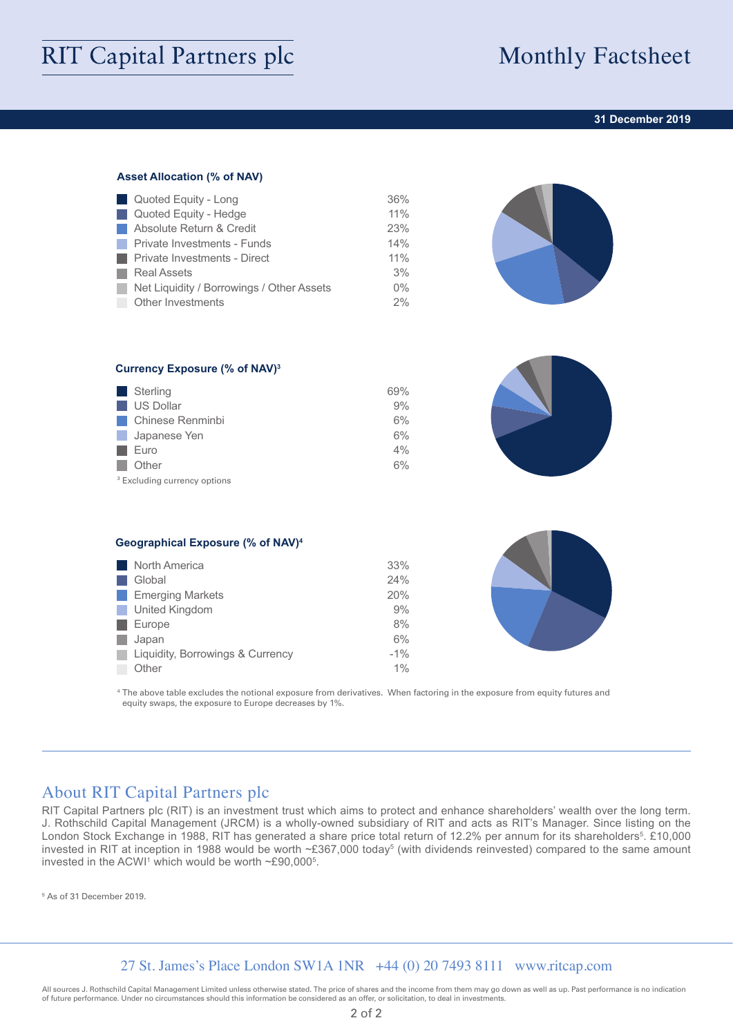# RIT Capital Partners plc

# Monthly Factsheet

**31 December 2019**

### Asset Allocation (% of NAV)

| | |
|---|---|
| Quoted Equity - Long | 36% |
| Quoted Equity - Hedge | 11% |
| Absolute Return & Credit | 23% |
| Private Investments - Funds | 14% |
| Private Investments - Direct | 11% |
| Real Assets | 3% |
| Net Liquidity / Borrowings / Other Assets | 0% |
| Other Investments | 2% |

### Currency Exposure (% of NAV)[3]

| | |
|---|---|
| Sterling | 69% |
| US Dollar | 9% |
| Chinese Renminbi | 6% |
| Japanese Yen | 6% |
| Euro | 4% |
| Other | 6% |

[3] Excluding currency options

### Geographical Exposure (% of NAV)[4]

| | |
|---|---|
| North America | 33% |
| Global | 24% |
| Emerging Markets | 20% |
| United Kingdom | 9% |
| Europe | 8% |
| Japan | 6% |
| Liquidity, Borrowings & Currency | -1% |
| Other | 1% |

[4] The above table excludes the notional exposure from derivatives. When factoring in the exposure from equity futures and equity swaps, the exposure to Europe decreases by 1%.

## About RIT Capital Partners plc

RIT Capital Partners plc (RIT) is an investment trust which aims to protect and enhance shareholders' wealth over the long term. J. Rothschild Capital Management (JRCM) is a wholly-owned subsidiary of RIT and acts as RIT's Manager. Since listing on the London Stock Exchange in 1988, RIT has generated a share price total return of 12.2% per annum for its shareholders[5]. £10,000 invested in RIT at inception in 1988 would be worth ~£367,000 today[5] (with dividends reinvested) compared to the same amount invested in the ACWI[1] which would be worth ~£90,000[5].

[5] As of 31 December 2019.

27 St. James's Place London SW1A 1NR +44 (0) 20 7493 8111 www.ritcap.com

All sources J. Rothschild Capital Management Limited unless otherwise stated. The price of shares and the income from them may go down as well as up. Past performance is no indication of future performance. Under no circumstances should this information be considered as an offer, or solicitation, to deal in investments.